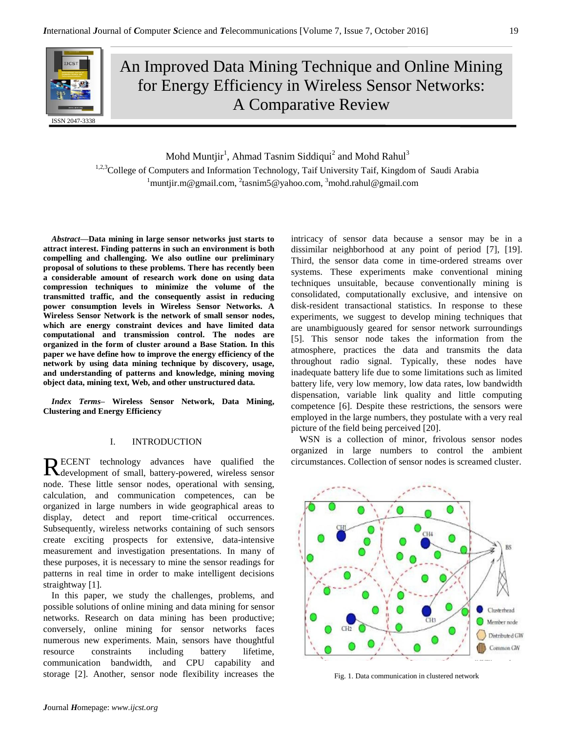# An Improved Data Mining Technique and Online Mining for Energy Efficiency in Wireless Sensor Networks: A Comparative Review

ISSN 2047-3338

Mohd Muntjir[1], Ahmad Tasnim Siddiqui[2] and Mohd Rahul[3]

[1,2,3]College of Computers and Information Technology, Taif University Taif, Kingdom of Saudi Arabia

[1]muntjir.m@gmail.com, [2]tasnim5@yahoo.com, [3]mohd.rahul@gmail.com

***Abstract*—Data mining in large sensor networks just starts to attract interest. Finding patterns in such an environment is both compelling and challenging. We also outline our preliminary proposal of solutions to these problems. There has recently been a considerable amount of research work done on using data compression techniques to minimize the volume of the transmitted traffic, and the consequently assist in reducing power consumption levels in Wireless Sensor Networks. A Wireless Sensor Network is the network of small sensor nodes, which are energy constraint devices and have limited data computational and transmission control. The nodes are organized in the form of cluster around a Base Station. In this paper we have define how to improve the energy efficiency of the network by using data mining technique by discovery, usage, and understanding of patterns and knowledge, mining moving object data, mining text, Web, and other unstructured data.**

***Index Terms*– Wireless Sensor Network, Data Mining, Clustering and Energy Efficiency**

## I. INTRODUCTION

RECENT technology advances have qualified the development of small, battery-powered, wireless sensor node. These little sensor nodes, operational with sensing, calculation, and communication competences, can be organized in large numbers in wide geographical areas to display, detect and report time-critical occurrences. Subsequently, wireless networks containing of such sensors create exciting prospects for extensive, data-intensive measurement and investigation presentations. In many of these purposes, it is necessary to mine the sensor readings for patterns in real time in order to make intelligent decisions straightway [1].

In this paper, we study the challenges, problems, and possible solutions of online mining and data mining for sensor networks. Research on data mining has been productive; conversely, online mining for sensor networks faces numerous new experiments. Main, sensors have thoughtful resource constraints including battery lifetime, communication bandwidth, and CPU capability and storage [2]. Another, sensor node flexibility increases the intricacy of sensor data because a sensor may be in a dissimilar neighborhood at any point of period [7], [19]. Third, the sensor data come in time-ordered streams over systems. These experiments make conventional mining techniques unsuitable, because conventionally mining is consolidated, computationally exclusive, and intensive on disk-resident transactional statistics. In response to these experiments, we suggest to develop mining techniques that are unambiguously geared for sensor network surroundings [5]. This sensor node takes the information from the atmosphere, practices the data and transmits the data throughout radio signal. Typically, these nodes have inadequate battery life due to some limitations such as limited battery life, very low memory, low data rates, low bandwidth dispensation, variable link quality and little computing competence [6]. Despite these restrictions, the sensors were employed in the large numbers, they postulate with a very real picture of the field being perceived [20].

WSN is a collection of minor, frivolous sensor nodes organized in large numbers to control the ambient circumstances. Collection of sensor nodes is screamed cluster.

Fig. 1. Data communication in clustered network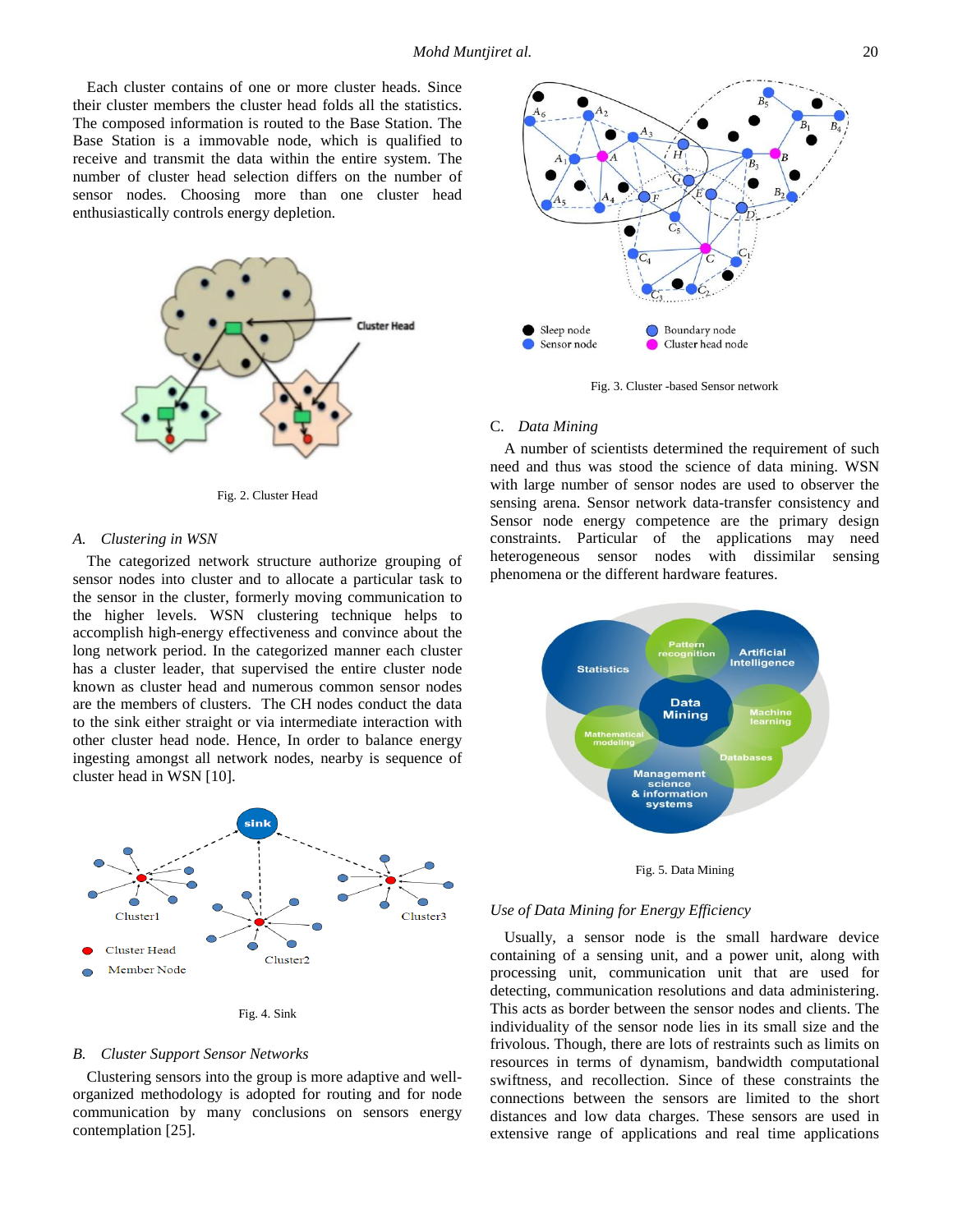Each cluster contains of one or more cluster heads. Since their cluster members the cluster head folds all the statistics. The composed information is routed to the Base Station. The Base Station is a immovable node, which is qualified to receive and transmit the data within the entire system. The number of cluster head selection differs on the number of sensor nodes. Choosing more than one cluster head enthusiastically controls energy depletion.

Fig. 2. Cluster Head

### A. Clustering in WSN

The categorized network structure authorize grouping of sensor nodes into cluster and to allocate a particular task to the sensor in the cluster, formerly moving communication to the higher levels. WSN clustering technique helps to accomplish high-energy effectiveness and convince about the long network period. In the categorized manner each cluster has a cluster leader, that supervised the entire cluster node known as cluster head and numerous common sensor nodes are the members of clusters. The CH nodes conduct the data to the sink either straight or via intermediate interaction with other cluster head node. Hence, In order to balance energy ingesting amongst all network nodes, nearby is sequence of cluster head in WSN [10].

Fig. 4. Sink

### B. Cluster Support Sensor Networks

Clustering sensors into the group is more adaptive and well-organized methodology is adopted for routing and for node communication by many conclusions on sensors energy contemplation [25].

Fig. 3. Cluster -based Sensor network

### C. Data Mining

A number of scientists determined the requirement of such need and thus was stood the science of data mining. WSN with large number of sensor nodes are used to observer the sensing arena. Sensor network data-transfer consistency and Sensor node energy competence are the primary design constraints. Particular of the applications may need heterogeneous sensor nodes with dissimilar sensing phenomena or the different hardware features.

Fig. 5. Data Mining

### Use of Data Mining for Energy Efficiency

Usually, a sensor node is the small hardware device containing of a sensing unit, and a power unit, along with processing unit, communication unit that are used for detecting, communication resolutions and data administering. This acts as border between the sensor nodes and clients. The individuality of the sensor node lies in its small size and the frivolous. Though, there are lots of restraints such as limits on resources in terms of dynamism, bandwidth computational swiftness, and recollection. Since of these constraints the connections between the sensors are limited to the short distances and low data charges. These sensors are used in extensive range of applications and real time applications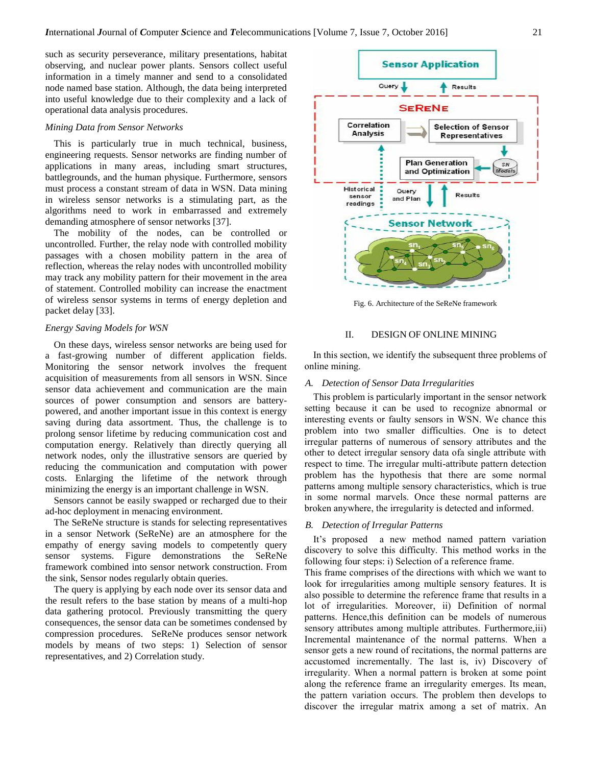such as security perseverance, military presentations, habitat observing, and nuclear power plants. Sensors collect useful information in a timely manner and send to a consolidated node named base station. Although, the data being interpreted into useful knowledge due to their complexity and a lack of operational data analysis procedures.

*Mining Data from Sensor Networks*

This is particularly true in much technical, business, engineering requests. Sensor networks are finding number of applications in many areas, including smart structures, battlegrounds, and the human physique. Furthermore, sensors must process a constant stream of data in WSN. Data mining in wireless sensor networks is a stimulating part, as the algorithms need to work in embarrassed and extremely demanding atmosphere of sensor networks [37].

The mobility of the nodes, can be controlled or uncontrolled. Further, the relay node with controlled mobility passages with a chosen mobility pattern in the area of reflection, whereas the relay nodes with uncontrolled mobility may track any mobility pattern for their movement in the area of statement. Controlled mobility can increase the enactment of wireless sensor systems in terms of energy depletion and packet delay [33].

*Energy Saving Models for WSN*

On these days, wireless sensor networks are being used for a fast-growing number of different application fields. Monitoring the sensor network involves the frequent acquisition of measurements from all sensors in WSN. Since sensor data achievement and communication are the main sources of power consumption and sensors are battery-powered, and another important issue in this context is energy saving during data assortment. Thus, the challenge is to prolong sensor lifetime by reducing communication cost and computation energy. Relatively than directly querying all network nodes, only the illustrative sensors are queried by reducing the communication and computation with power costs. Enlarging the lifetime of the network through minimizing the energy is an important challenge in WSN.

Sensors cannot be easily swapped or recharged due to their ad-hoc deployment in menacing environment.

The SeReNe structure is stands for selecting representatives in a sensor Network (SeReNe) are an atmosphere for the empathy of energy saving models to competently query sensor systems. Figure demonstrations the SeReNe framework combined into sensor network construction. From the sink, Sensor nodes regularly obtain queries.

The query is applying by each node over its sensor data and the result refers to the base station by means of a multi-hop data gathering protocol. Previously transmitting the query consequences, the sensor data can be sometimes condensed by compression procedures. SeReNe produces sensor network models by means of two steps: 1) Selection of sensor representatives, and 2) Correlation study.

Fig. 6. Architecture of the SeReNe framework

## II. DESIGN OF ONLINE MINING

In this section, we identify the subsequent three problems of online mining.

### *A. Detection of Sensor Data Irregularities*

This problem is particularly important in the sensor network setting because it can be used to recognize abnormal or interesting events or faulty sensors in WSN. We chance this problem into two smaller difficulties. One is to detect irregular patterns of numerous of sensory attributes and the other to detect irregular sensory data ofa single attribute with respect to time. The irregular multi-attribute pattern detection problem has the hypothesis that there are some normal patterns among multiple sensory characteristics, which is true in some normal marvels. Once these normal patterns are broken anywhere, the irregularity is detected and informed.

### *B. Detection of Irregular Patterns*

It's proposed a new method named pattern variation discovery to solve this difficulty. This method works in the following four steps: i) Selection of a reference frame.
This frame comprises of the directions with which we want to look for irregularities among multiple sensory features. It is also possible to determine the reference frame that results in a lot of irregularities. Moreover, ii) Definition of normal patterns. Hence,this definition can be models of numerous sensory attributes among multiple attributes. Furthermore,iii) Incremental maintenance of the normal patterns. When a sensor gets a new round of recitations, the normal patterns are accustomed incrementally. The last is, iv) Discovery of irregularity. When a normal pattern is broken at some point along the reference frame an irregularity emerges. Its mean, the pattern variation occurs. The problem then develops to discover the irregular matrix among a set of matrix. An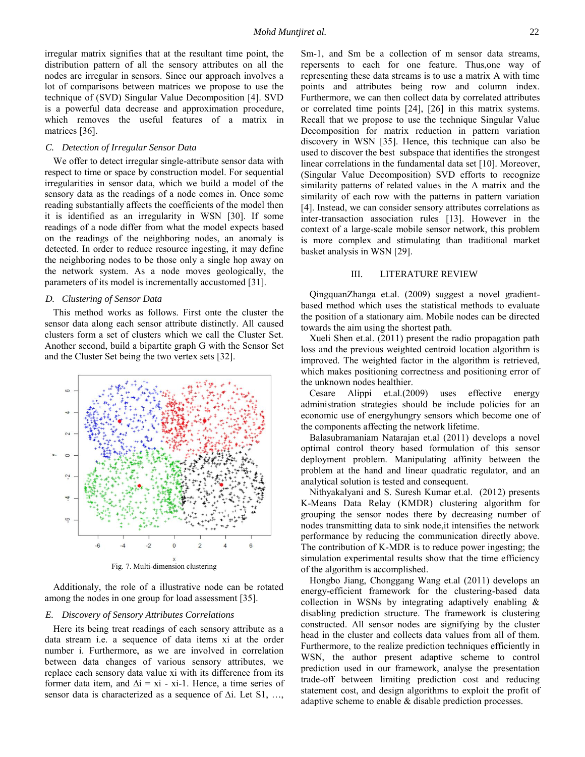irregular matrix signifies that at the resultant time point, the distribution pattern of all the sensory attributes on all the nodes are irregular in sensors. Since our approach involves a lot of comparisons between matrices we propose to use the technique of (SVD) Singular Value Decomposition [4]. SVD is a powerful data decrease and approximation procedure, which removes the useful features of a matrix in matrices [36].

### C. Detection of Irregular Sensor Data

We offer to detect irregular single-attribute sensor data with respect to time or space by construction model. For sequential irregularities in sensor data, which we build a model of the sensory data as the readings of a node comes in. Once some reading substantially affects the coefficients of the model then it is identified as an irregularity in WSN [30]. If some readings of a node differ from what the model expects based on the readings of the neighboring nodes, an anomaly is detected. In order to reduce resource ingesting, it may define the neighboring nodes to be those only a single hop away on the network system. As a node moves geologically, the parameters of its model is incrementally accustomed [31].

### D. Clustering of Sensor Data

This method works as follows. First onte the cluster the sensor data along each sensor attribute distinctly. All caused clusters form a set of clusters which we call the Cluster Set. Another second, build a bipartite graph G with the Sensor Set and the Cluster Set being the two vertex sets [32].

Fig. 7. Multi-dimension clustering

Additionaly, the role of a illustrative node can be rotated among the nodes in one group for load assessment [35].

### E. Discovery of Sensory Attributes Correlations

Here its being treat readings of each sensory attribute as a data stream i.e. a sequence of data items $x_i$ at the order number i. Furthermore, as we are involved in correlation between data changes of various sensory attributes, we replace each sensory data value $x_i$ with its difference from its former data item, and $\Delta i = x_i - x_{i-1}$. Hence, a time series of sensor data is characterized as a sequence of $\Delta i$. Let $S_1, \ldots, S_{m-1}$, and $S_m$ be a collection of m sensor data streams, repersents to each for one feature. Thus,one way of representing these data streams is to use a matrix A with time points and attributes being row and column index. Furthermore, we can then collect data by correlated attributes or correlated time points [24], [26] in this matrix systems. Recall that we propose to use the technique Singular Value Decomposition for matrix reduction in pattern variation discovery in WSN [35]. Hence, this technique can also be used to discover the best subspace that identifies the strongest linear correlations in the fundamental data set [10]. Moreover, (Singular Value Decomposition) SVD efforts to recognize similarity patterns of related values in the A matrix and the similarity of each row with the patterns in pattern variation [4]. Instead, we can consider sensory attributes correlations as inter-transaction association rules [13]. However in the context of a large-scale mobile sensor network, this problem is more complex and stimulating than traditional market basket analysis in WSN [29].

## III. LITERATURE REVIEW

QingquanZhanga et.al. (2009) suggest a novel gradient-based method which uses the statistical methods to evaluate the position of a stationary aim. Mobile nodes can be directed towards the aim using the shortest path.

Xueli Shen et.al. (2011) present the radio propagation path loss and the previous weighted centroid location algorithm is improved. The weighted factor in the algorithm is retrieved, which makes positioning correctness and positioning error of the unknown nodes healthier.

Cesare Alippi et.al.(2009) uses effective energy administration strategies should be include policies for an economic use of energyhungry sensors which become one of the components affecting the network lifetime.

Balasubramaniam Natarajan et.al (2011) develops a novel optimal control theory based formulation of this sensor deployment problem. Manipulating affinity between the problem at the hand and linear quadratic regulator, and an analytical solution is tested and consequent.

Nithyakalyani and S. Suresh Kumar et.al. (2012) presents K-Means Data Relay (KMDR) clustering algorithm for grouping the sensor nodes there by decreasing number of nodes transmitting data to sink node,it intensifies the network performance by reducing the communication directly above. The contribution of K-MDR is to reduce power ingesting; the simulation experimental results show that the time efficiency of the algorithm is accomplished.

Hongbo Jiang, Chonggang Wang et.al (2011) develops an energy-efficient framework for the clustering-based data collection in WSNs by integrating adaptively enabling & disabling prediction structure. The framework is clustering constructed. All sensor nodes are signifying by the cluster head in the cluster and collects data values from all of them. Furthermore, to the realize prediction techniques efficiently in WSN, the author present adaptive scheme to control prediction used in our framework, analyse the presentation trade-off between limiting prediction cost and reducing statement cost, and design algorithms to exploit the profit of adaptive scheme to enable & disable prediction processes.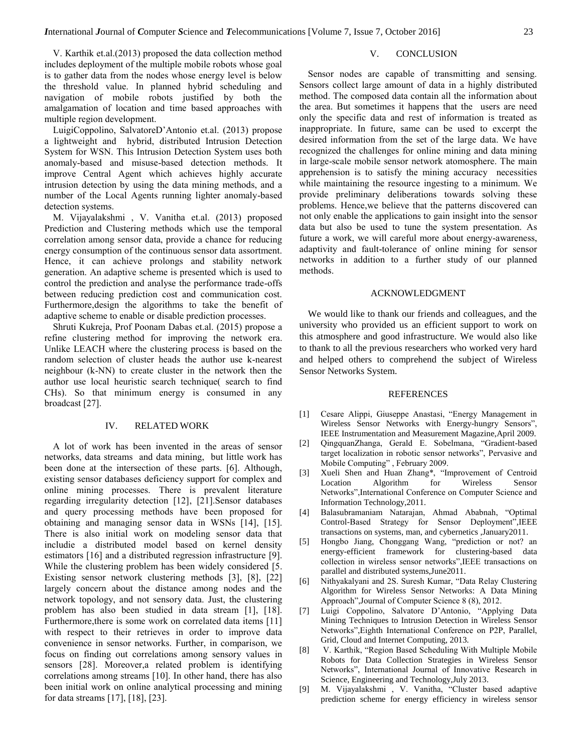V. Karthik et.al.(2013) proposed the data collection method includes deployment of the multiple mobile robots whose goal is to gather data from the nodes whose energy level is below the threshold value. In planned hybrid scheduling and navigation of mobile robots justified by both the amalgamation of location and time based approaches with multiple region development.

LuigiCoppolino, SalvatoreD'Antonio et.al. (2013) propose a lightweight and hybrid, distributed Intrusion Detection System for WSN. This Intrusion Detection System uses both anomaly-based and misuse-based detection methods. It improve Central Agent which achieves highly accurate intrusion detection by using the data mining methods, and a number of the Local Agents running lighter anomaly-based detection systems.

M. Vijayalakshmi , V. Vanitha et.al. (2013) proposed Prediction and Clustering methods which use the temporal correlation among sensor data, provide a chance for reducing energy consumption of the continuous sensor data assortment. Hence, it can achieve prolongs and stability network generation. An adaptive scheme is presented which is used to control the prediction and analyse the performance trade-offs between reducing prediction cost and communication cost. Furthermore,design the algorithms to take the benefit of adaptive scheme to enable or disable prediction processes.

Shruti Kukreja, Prof Poonam Dabas et.al. (2015) propose a refine clustering method for improving the network era. Unlike LEACH where the clustering process is based on the random selection of cluster heads the author use k-nearest neighbour (k-NN) to create cluster in the network then the author use local heuristic search technique( search to find CHs). So that minimum energy is consumed in any broadcast [27].

## IV. RELATED WORK

A lot of work has been invented in the areas of sensor networks, data streams and data mining, but little work has been done at the intersection of these parts. [6]. Although, existing sensor databases deficiency support for complex and online mining processes. There is prevalent literature regarding irregularity detection [12], [21].Sensor databases and query processing methods have been proposed for obtaining and managing sensor data in WSNs [14], [15]. There is also initial work on modeling sensor data that includie a distributed model based on kernel density estimators [16] and a distributed regression infrastructure [9]. While the clustering problem has been widely considered [5. Existing sensor network clustering methods [3], [8], [22] largely concern about the distance among nodes and the network topology, and not sensory data. Just, the clustering problem has also been studied in data stream [1], [18]. Furthermore,there is some work on correlated data items [11] with respect to their retrieves in order to improve data convenience in sensor networks. Further, in comparison, we focus on finding out correlations among sensory values in sensors [28]. Moreover,a related problem is identifying correlations among streams [10]. In other hand, there has also been initial work on online analytical processing and mining for data streams [17], [18], [23].

## V. CONCLUSION

Sensor nodes are capable of transmitting and sensing. Sensors collect large amount of data in a highly distributed method. The composed data contain all the information about the area. But sometimes it happens that the users are need only the specific data and rest of information is treated as inappropriate. In future, same can be used to excerpt the desired information from the set of the large data. We have recognized the challenges for online mining and data mining in large-scale mobile sensor network atomosphere. The main apprehension is to satisfy the mining accuracy necessities while maintaining the resource ingesting to a minimum. We provide preliminary deliberations towards solving these problems. Hence,we believe that the patterns discovered can not only enable the applications to gain insight into the sensor data but also be used to tune the system presentation. As future a work, we will careful more about energy-awareness, adaptivity and fault-tolerance of online mining for sensor networks in addition to a further study of our planned methods.

## ACKNOWLEDGMENT

We would like to thank our friends and colleagues, and the university who provided us an efficient support to work on this atmosphere and good infrastructure. We would also like to thank to all the previous researchers who worked very hard and helped others to comprehend the subject of Wireless Sensor Networks System.

## REFERENCES

[1] Cesare Alippi, Giuseppe Anastasi, "Energy Management in Wireless Sensor Networks with Energy-hungry Sensors", IEEE Instrumentation and Measurement Magazine,April 2009.

[2] QingquanZhanga, Gerald E. Sobelmana, "Gradient-based target localization in robotic sensor networks", Pervasive and Mobile Computing" , February 2009.

[3] Xueli Shen and Huan Zhang*, "Improvement of Centroid Location Algorithm for Wireless Sensor Networks",International Conference on Computer Science and Information Technology,2011.

[4] Balasubramaniam Natarajan, Ahmad Ababnah, "Optimal Control-Based Strategy for Sensor Deployment",IEEE transactions on systems, man, and cybernetics ,January2011.

[5] Hongbo Jiang, Chonggang Wang, "prediction or not? an energy-efficient framework for clustering-based data collection in wireless sensor networks",IEEE transactions on parallel and distributed systems,June2011.

[6] Nithyakalyani and 2S. Suresh Kumar, "Data Relay Clustering Algorithm for Wireless Sensor Networks: A Data Mining Approach",Journal of Computer Science 8 (8), 2012.

[7] Luigi Coppolino, Salvatore D'Antonio, "Applying Data Mining Techniques to Intrusion Detection in Wireless Sensor Networks",Eighth International Conference on P2P, Parallel, Grid, Cloud and Internet Computing, 2013.

[8] V. Karthik, "Region Based Scheduling With Multiple Mobile Robots for Data Collection Strategies in Wireless Sensor Networks", International Journal of Innovative Research in Science, Engineering and Technology,July 2013.

[9] M. Vijayalakshmi , V. Vanitha, "Cluster based adaptive prediction scheme for energy efficiency in wireless sensor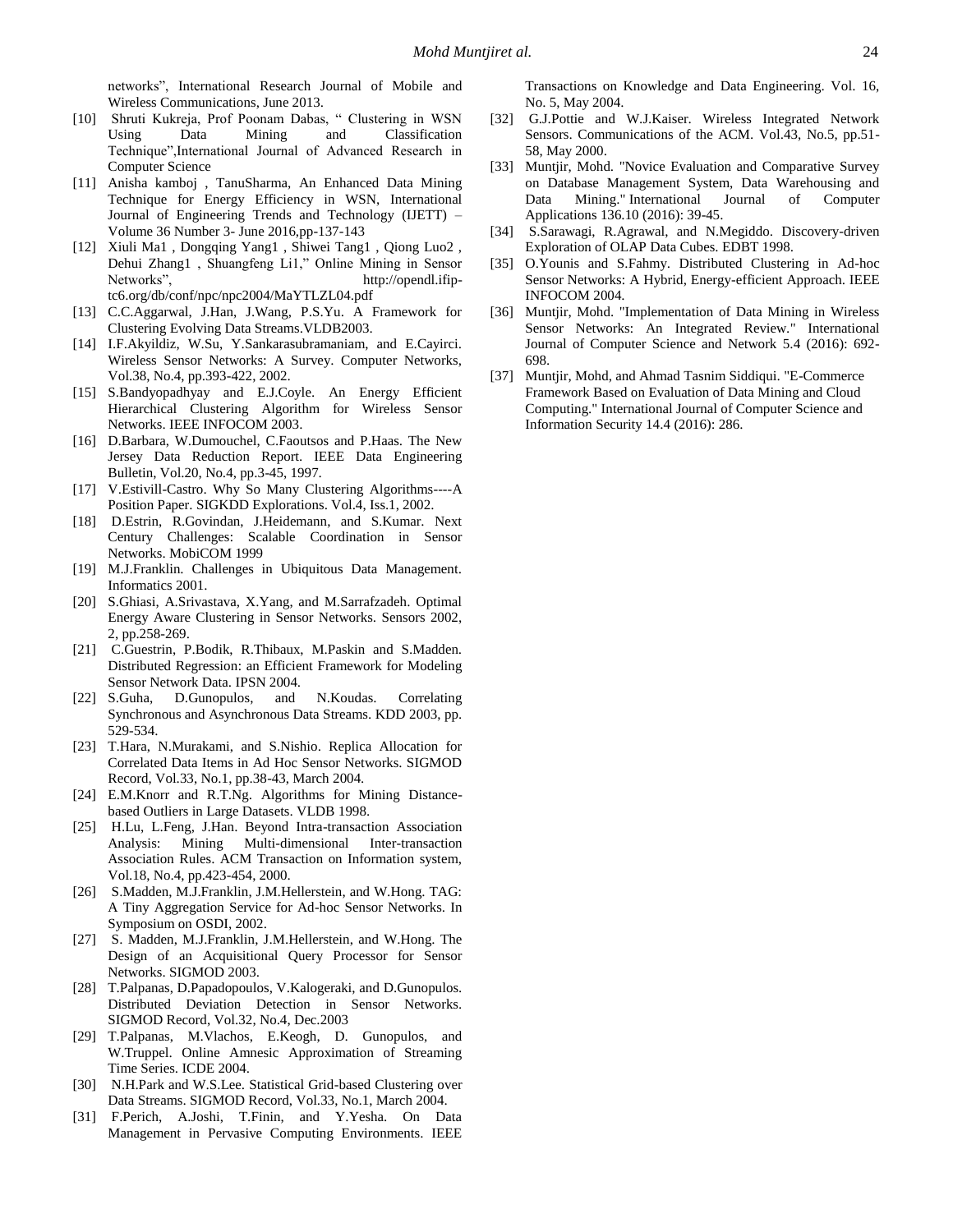networks”, International Research Journal of Mobile and Wireless Communications, June 2013.

[10] Shruti Kukreja, Prof Poonam Dabas, “ Clustering in WSN Using Data Mining and Classification Technique”,International Journal of Advanced Research in Computer Science

[11] Anisha kamboj , TanuSharma, An Enhanced Data Mining Technique for Energy Efficiency in WSN, International Journal of Engineering Trends and Technology (IJETT) – Volume 36 Number 3- June 2016,pp-137-143

[12] Xiuli Ma1 , Dongqing Yang1 , Shiwei Tang1 , Qiong Luo2 , Dehui Zhang1 , Shuangfeng Li1,” Online Mining in Sensor Networks”, http://opendl.ifip-tc6.org/db/conf/npc/npc2004/MaYTLZL04.pdf

[13] C.C.Aggarwal, J.Han, J.Wang, P.S.Yu. A Framework for Clustering Evolving Data Streams.VLDB2003.

[14] I.F.Akyildiz, W.Su, Y.Sankarasubramaniam, and E.Cayirci. Wireless Sensor Networks: A Survey. Computer Networks, Vol.38, No.4, pp.393-422, 2002.

[15] S.Bandyopadhyay and E.J.Coyle. An Energy Efficient Hierarchical Clustering Algorithm for Wireless Sensor Networks. IEEE INFOCOM 2003.

[16] D.Barbara, W.Dumouchel, C.Faoutsos and P.Haas. The New Jersey Data Reduction Report. IEEE Data Engineering Bulletin, Vol.20, No.4, pp.3-45, 1997.

[17] V.Estivill-Castro. Why So Many Clustering Algorithms----A Position Paper. SIGKDD Explorations. Vol.4, Iss.1, 2002.

[18] D.Estrin, R.Govindan, J.Heidemann, and S.Kumar. Next Century Challenges: Scalable Coordination in Sensor Networks. MobiCOM 1999

[19] M.J.Franklin. Challenges in Ubiquitous Data Management. Informatics 2001.

[20] S.Ghiasi, A.Srivastava, X.Yang, and M.Sarrafzadeh. Optimal Energy Aware Clustering in Sensor Networks. Sensors 2002, 2, pp.258-269.

[21] C.Guestrin, P.Bodik, R.Thibaux, M.Paskin and S.Madden. Distributed Regression: an Efficient Framework for Modeling Sensor Network Data. IPSN 2004.

[22] S.Guha, D.Gunopulos, and N.Koudas. Correlating Synchronous and Asynchronous Data Streams. KDD 2003, pp. 529-534.

[23] T.Hara, N.Murakami, and S.Nishio. Replica Allocation for Correlated Data Items in Ad Hoc Sensor Networks. SIGMOD Record, Vol.33, No.1, pp.38-43, March 2004.

[24] E.M.Knorr and R.T.Ng. Algorithms for Mining Distance-based Outliers in Large Datasets. VLDB 1998.

[25] H.Lu, L.Feng, J.Han. Beyond Intra-transaction Association Analysis: Mining Multi-dimensional Inter-transaction Association Rules. ACM Transaction on Information system, Vol.18, No.4, pp.423-454, 2000.

[26] S.Madden, M.J.Franklin, J.M.Hellerstein, and W.Hong. TAG: A Tiny Aggregation Service for Ad-hoc Sensor Networks. In Symposium on OSDI, 2002.

[27] S. Madden, M.J.Franklin, J.M.Hellerstein, and W.Hong. The Design of an Acquisitional Query Processor for Sensor Networks. SIGMOD 2003.

[28] T.Palpanas, D.Papadopoulos, V.Kalogeraki, and D.Gunopulos. Distributed Deviation Detection in Sensor Networks. SIGMOD Record, Vol.32, No.4, Dec.2003

[29] T.Palpanas, M.Vlachos, E.Keogh, D. Gunopulos, and W.Truppel. Online Amnesic Approximation of Streaming Time Series. ICDE 2004.

[30] N.H.Park and W.S.Lee. Statistical Grid-based Clustering over Data Streams. SIGMOD Record, Vol.33, No.1, March 2004.

[31] F.Perich, A.Joshi, T.Finin, and Y.Yesha. On Data Management in Pervasive Computing Environments. IEEE Transactions on Knowledge and Data Engineering. Vol. 16, No. 5, May 2004.

[32] G.J.Pottie and W.J.Kaiser. Wireless Integrated Network Sensors. Communications of the ACM. Vol.43, No.5, pp.51-58, May 2000.

[33] Muntjir, Mohd. "Novice Evaluation and Comparative Survey on Database Management System, Data Warehousing and Data Mining." International Journal of Computer Applications 136.10 (2016): 39-45.

[34] S.Sarawagi, R.Agrawal, and N.Megiddo. Discovery-driven Exploration of OLAP Data Cubes. EDBT 1998.

[35] O.Younis and S.Fahmy. Distributed Clustering in Ad-hoc Sensor Networks: A Hybrid, Energy-efficient Approach. IEEE INFOCOM 2004.

[36] Muntjir, Mohd. "Implementation of Data Mining in Wireless Sensor Networks: An Integrated Review." International Journal of Computer Science and Network 5.4 (2016): 692-698.

[37] Muntjir, Mohd, and Ahmad Tasnim Siddiqui. "E-Commerce Framework Based on Evaluation of Data Mining and Cloud Computing." International Journal of Computer Science and Information Security 14.4 (2016): 286.